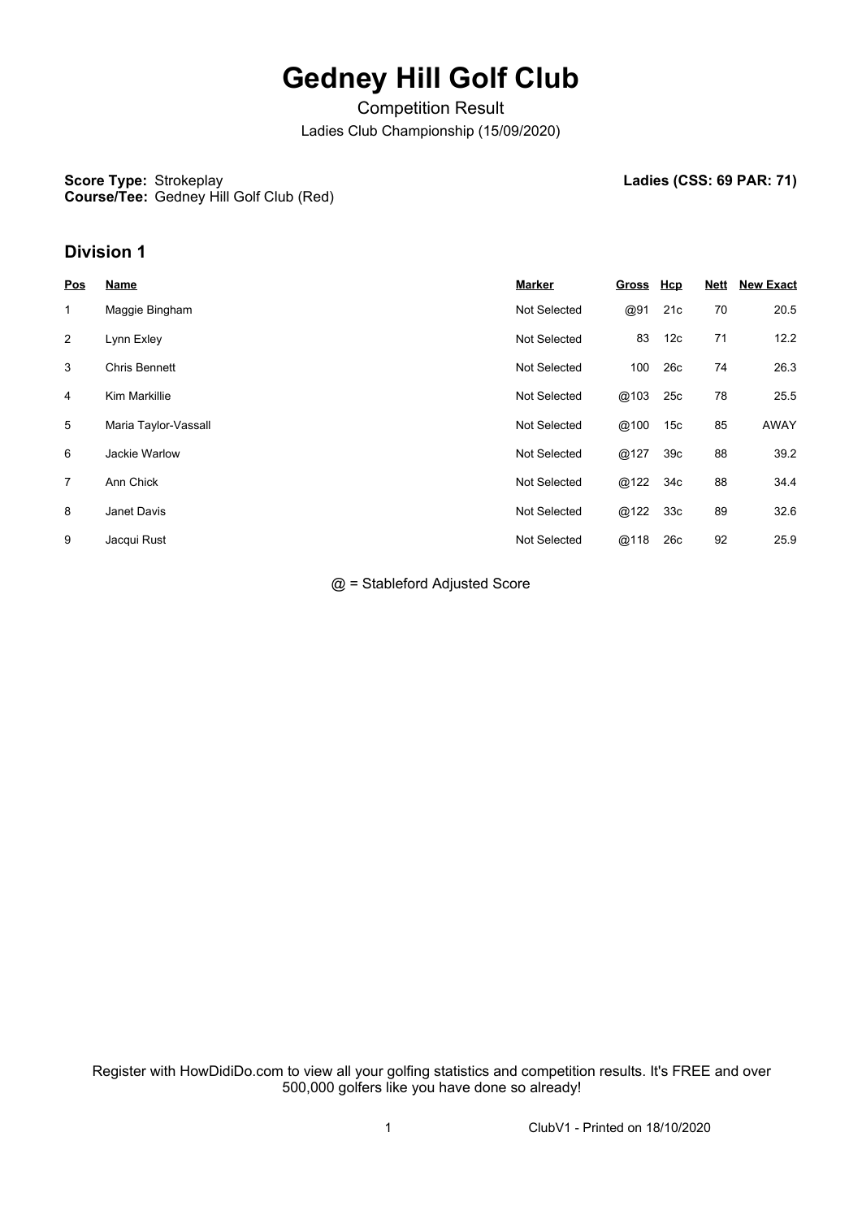# Gedney Hill Golf Club

Competition Result

Ladies Club Championship (15/09/2020)

**Score Type:** Strokeplay
**Course/Tee:** Gedney Hill Golf Club (Red)

**Ladies (CSS: 69 PAR: 71)**

## Division 1

| Pos | Name | Marker | Gross | Hcp | Nett | New Exact |
|---|---|---|---|---|---|---|
| 1 | Maggie Bingham | Not Selected | @91 | 21c | 70 | 20.5 |
| 2 | Lynn Exley | Not Selected | 83 | 12c | 71 | 12.2 |
| 3 | Chris Bennett | Not Selected | 100 | 26c | 74 | 26.3 |
| 4 | Kim Markillie | Not Selected | @103 | 25c | 78 | 25.5 |
| 5 | Maria Taylor-Vassall | Not Selected | @100 | 15c | 85 | AWAY |
| 6 | Jackie Warlow | Not Selected | @127 | 39c | 88 | 39.2 |
| 7 | Ann Chick | Not Selected | @122 | 34c | 88 | 34.4 |
| 8 | Janet Davis | Not Selected | @122 | 33c | 89 | 32.6 |
| 9 | Jacqui Rust | Not Selected | @118 | 26c | 92 | 25.9 |

@ = Stableford Adjusted Score

Register with HowDidiDo.com to view all your golfing statistics and competition results. It's FREE and over 500,000 golfers like you have done so already!

ClubV1 - Printed on 18/10/2020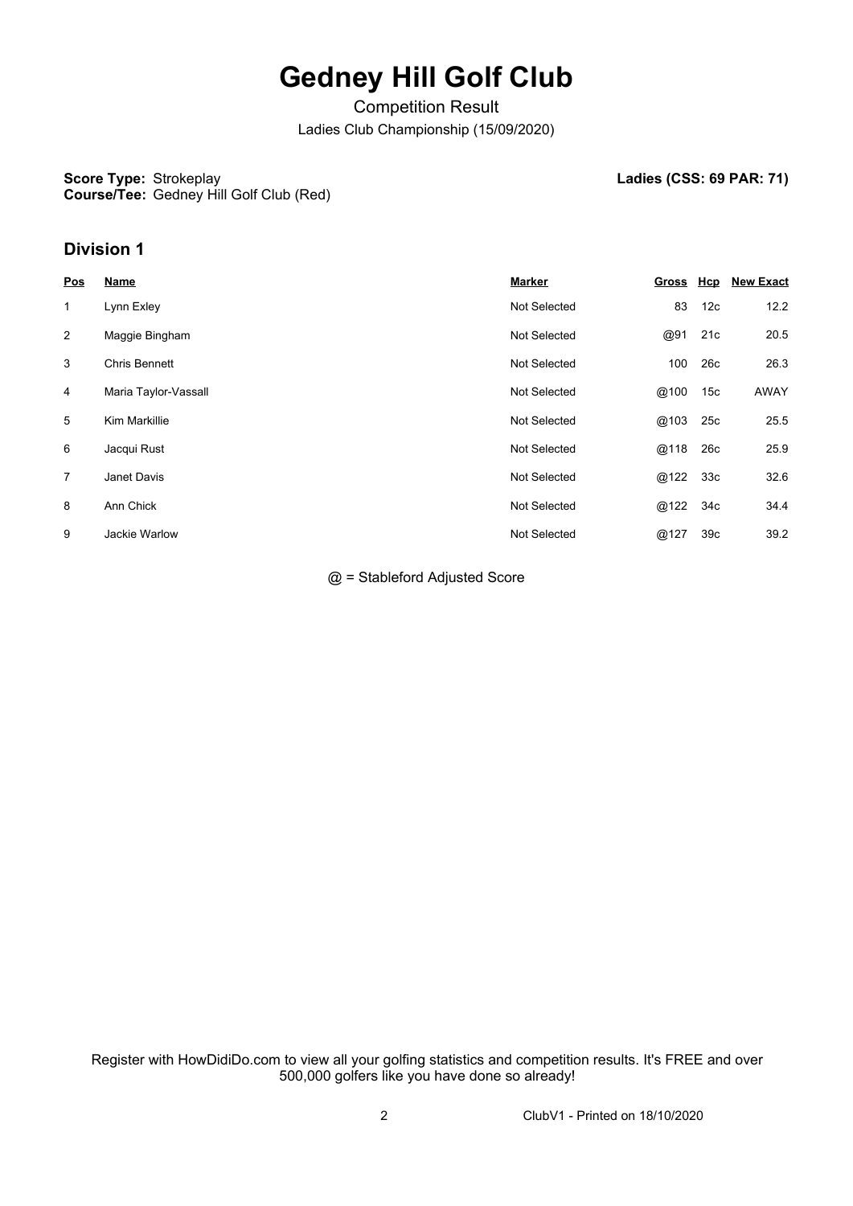# Gedney Hill Golf Club

Competition Result

Ladies Club Championship (15/09/2020)

**Score Type:** Strokeplay
**Course/Tee:** Gedney Hill Golf Club (Red)

**Ladies (CSS: 69 PAR: 71)**

## Division 1

| Pos | Name | Marker | Gross | Hcp | New Exact |
|---|---|---|---|---|---|
| 1 | Lynn Exley | Not Selected | 83 | 12c | 12.2 |
| 2 | Maggie Bingham | Not Selected | @91 | 21c | 20.5 |
| 3 | Chris Bennett | Not Selected | 100 | 26c | 26.3 |
| 4 | Maria Taylor-Vassall | Not Selected | @100 | 15c | AWAY |
| 5 | Kim Markillie | Not Selected | @103 | 25c | 25.5 |
| 6 | Jacqui Rust | Not Selected | @118 | 26c | 25.9 |
| 7 | Janet Davis | Not Selected | @122 | 33c | 32.6 |
| 8 | Ann Chick | Not Selected | @122 | 34c | 34.4 |
| 9 | Jackie Warlow | Not Selected | @127 | 39c | 39.2 |

@ = Stableford Adjusted Score

Register with HowDidiDo.com to view all your golfing statistics and competition results. It's FREE and over 500,000 golfers like you have done so already!

ClubV1 - Printed on 18/10/2020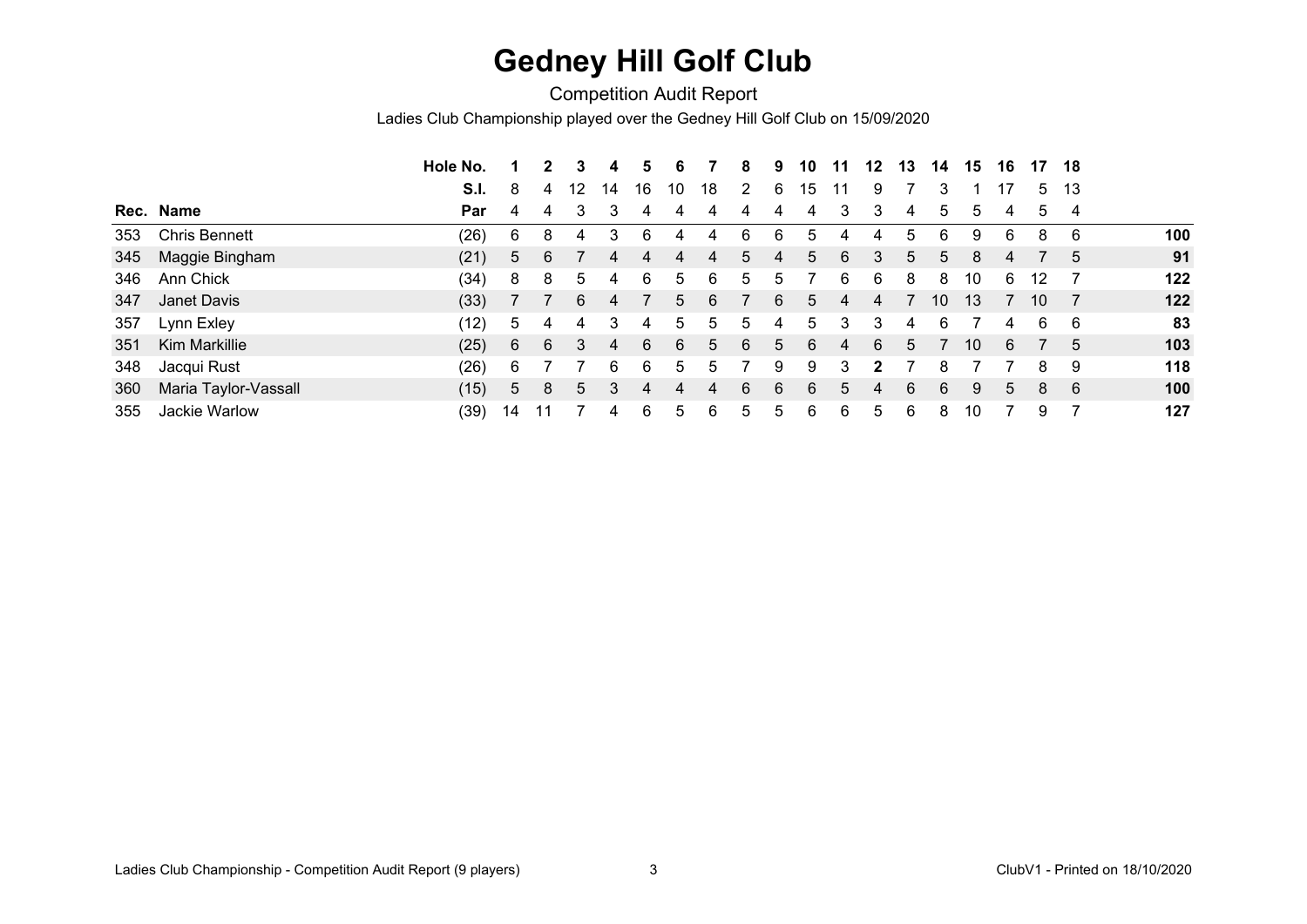# Gedney Hill Golf Club

Competition Audit Report

Ladies Club Championship played over the Gedney Hill Golf Club on 15/09/2020

| Rec. | Name | Hole No. | 1 | 2 | 3 | 4 | 5 | 6 | 7 | 8 | 9 | 10 | 11 | 12 | 13 | 14 | 15 | 16 | 17 | 18 | |
|---|---|---|---|---|---|---|---|---|---|---|---|---|---|---|---|---|---|---|---|---|---|
| | | S.I. | 8 | 4 | 12 | 14 | 16 | 10 | 18 | 2 | 6 | 15 | 11 | 9 | 7 | 3 | 1 | 17 | 5 | 13 | |
| | | Par | 4 | 4 | 3 | 3 | 4 | 4 | 4 | 4 | 4 | 4 | 3 | 3 | 4 | 5 | 5 | 4 | 5 | 4 | |
| 353 | Chris Bennett | (26) | 6 | 8 | 4 | 3 | 6 | 4 | 4 | 6 | 6 | 5 | 4 | 4 | 5 | 6 | 9 | 6 | 8 | 6 | **100** |
| 345 | Maggie Bingham | (21) | 5 | 6 | 7 | 4 | 4 | 4 | 4 | 5 | 4 | 5 | 6 | 3 | 5 | 5 | 8 | 4 | 7 | 5 | **91** |
| 346 | Ann Chick | (34) | 8 | 8 | 5 | 4 | 6 | 5 | 6 | 5 | 5 | 7 | 6 | 6 | 8 | 8 | 10 | 6 | 12 | 7 | **122** |
| 347 | Janet Davis | (33) | 7 | 7 | 6 | 4 | 7 | 5 | 6 | 7 | 6 | 5 | 4 | 4 | 7 | 10 | 13 | 7 | 10 | 7 | **122** |
| 357 | Lynn Exley | (12) | 5 | 4 | 4 | 3 | 4 | 5 | 5 | 5 | 4 | 5 | 3 | 3 | 4 | 6 | 7 | 4 | 6 | 6 | **83** |
| 351 | Kim Markillie | (25) | 6 | 6 | 3 | 4 | 6 | 6 | 5 | 6 | 5 | 6 | 4 | 6 | 5 | 7 | 10 | 6 | 7 | 5 | **103** |
| 348 | Jacqui Rust | (26) | 6 | 7 | 7 | 6 | 6 | 5 | 5 | 7 | 9 | 9 | 3 | **2** | 7 | 8 | 7 | 7 | 8 | 9 | **118** |
| 360 | Maria Taylor-Vassall | (15) | 5 | 8 | 5 | 3 | 4 | 4 | 4 | 6 | 6 | 6 | 5 | 4 | 6 | 6 | 9 | 5 | 8 | 6 | **100** |
| 355 | Jackie Warlow | (39) | 14 | 11 | 7 | 4 | 6 | 5 | 6 | 5 | 5 | 6 | 6 | 5 | 6 | 8 | 10 | 7 | 9 | 7 | **127** |

Ladies Club Championship - Competition Audit Report (9 players)

ClubV1 - Printed on 18/10/2020